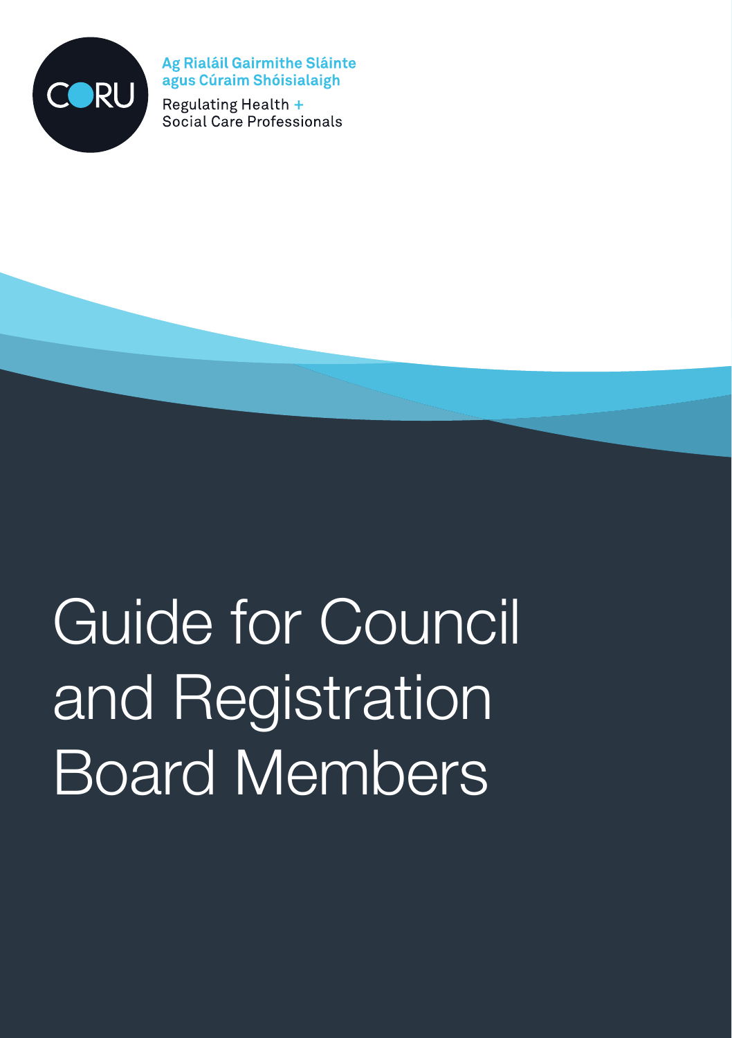CORU

**Ag Rialáil Gairmithe Sláinte agus Cúraim Shóisialaigh**

Regulating Health + Social Care Professionals

# Guide for Council and Registration Board Members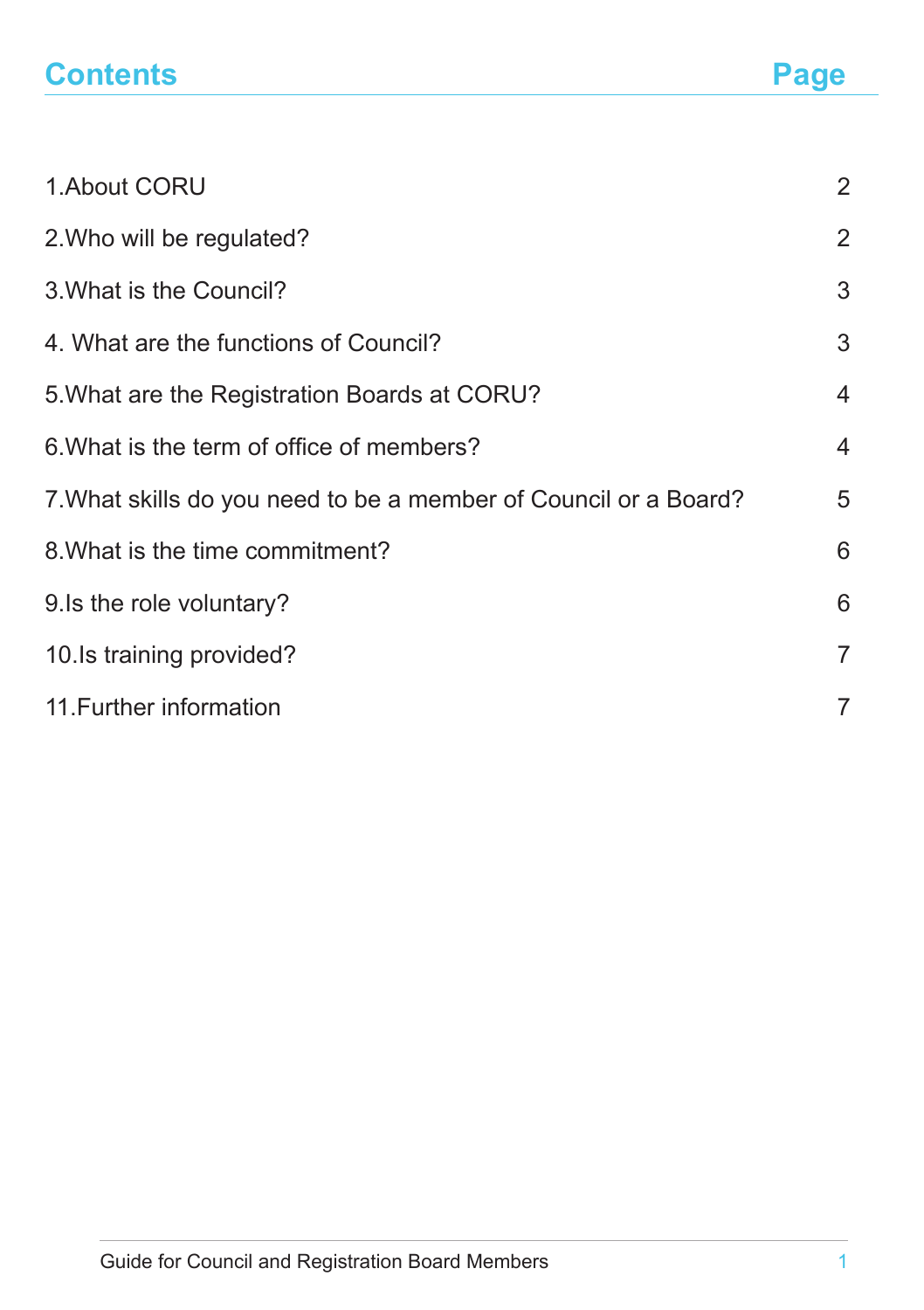## Contents

| Contents | Page |
|---|---|
| 1.About CORU | 2 |
| 2.Who will be regulated? | 2 |
| 3.What is the Council? | 3 |
| 4. What are the functions of Council? | 3 |
| 5.What are the Registration Boards at CORU? | 4 |
| 6.What is the term of office of members? | 4 |
| 7.What skills do you need to be a member of Council or a Board? | 5 |
| 8.What is the time commitment? | 6 |
| 9.Is the role voluntary? | 6 |
| 10.Is training provided? | 7 |
| 11.Further information | 7 |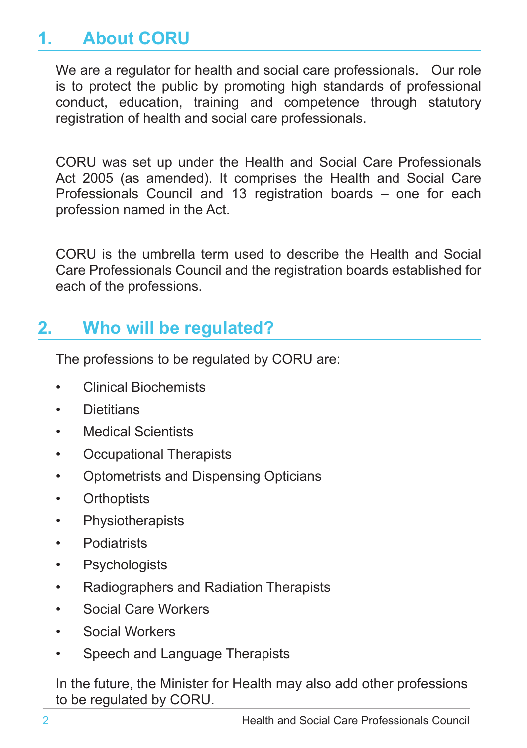## 1. About CORU

We are a regulator for health and social care professionals. Our role is to protect the public by promoting high standards of professional conduct, education, training and competence through statutory registration of health and social care professionals.

CORU was set up under the Health and Social Care Professionals Act 2005 (as amended). It comprises the Health and Social Care Professionals Council and 13 registration boards – one for each profession named in the Act.

CORU is the umbrella term used to describe the Health and Social Care Professionals Council and the registration boards established for each of the professions.

## 2. Who will be regulated?

The professions to be regulated by CORU are:

- Clinical Biochemists
- Dietitians
- Medical Scientists
- Occupational Therapists
- Optometrists and Dispensing Opticians
- Orthoptists
- Physiotherapists
- Podiatrists
- Psychologists
- Radiographers and Radiation Therapists
- Social Care Workers
- Social Workers
- Speech and Language Therapists

In the future, the Minister for Health may also add other professions to be regulated by CORU.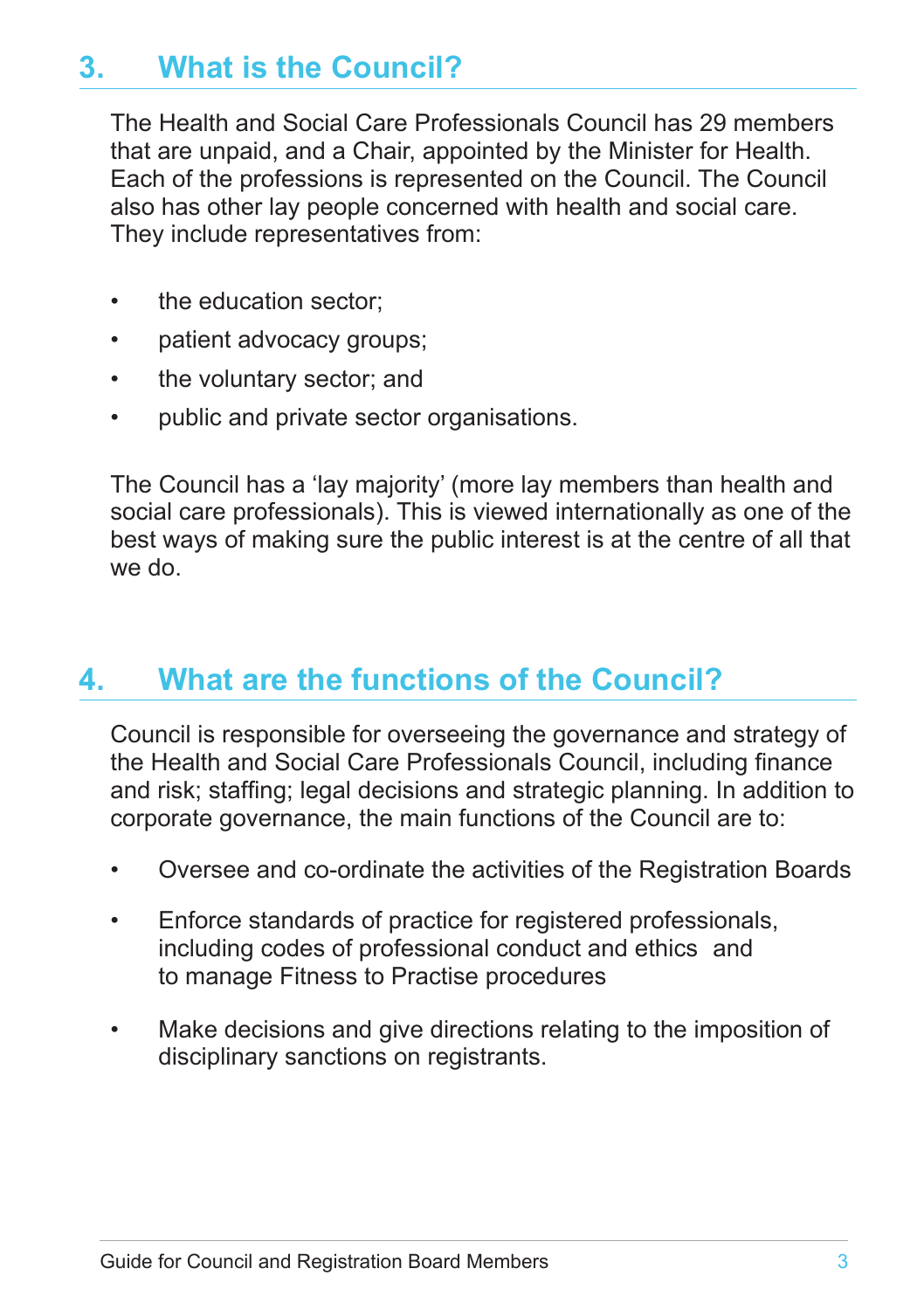## 3. What is the Council?

The Health and Social Care Professionals Council has 29 members that are unpaid, and a Chair, appointed by the Minister for Health. Each of the professions is represented on the Council. The Council also has other lay people concerned with health and social care. They include representatives from:

- the education sector;
- patient advocacy groups;
- the voluntary sector; and
- public and private sector organisations.

The Council has a 'lay majority' (more lay members than health and social care professionals). This is viewed internationally as one of the best ways of making sure the public interest is at the centre of all that we do.

## 4. What are the functions of the Council?

Council is responsible for overseeing the governance and strategy of the Health and Social Care Professionals Council, including finance and risk; staffing; legal decisions and strategic planning. In addition to corporate governance, the main functions of the Council are to:

- Oversee and co-ordinate the activities of the Registration Boards
- Enforce standards of practice for registered professionals, including codes of professional conduct and ethics and to manage Fitness to Practise procedures
- Make decisions and give directions relating to the imposition of disciplinary sanctions on registrants.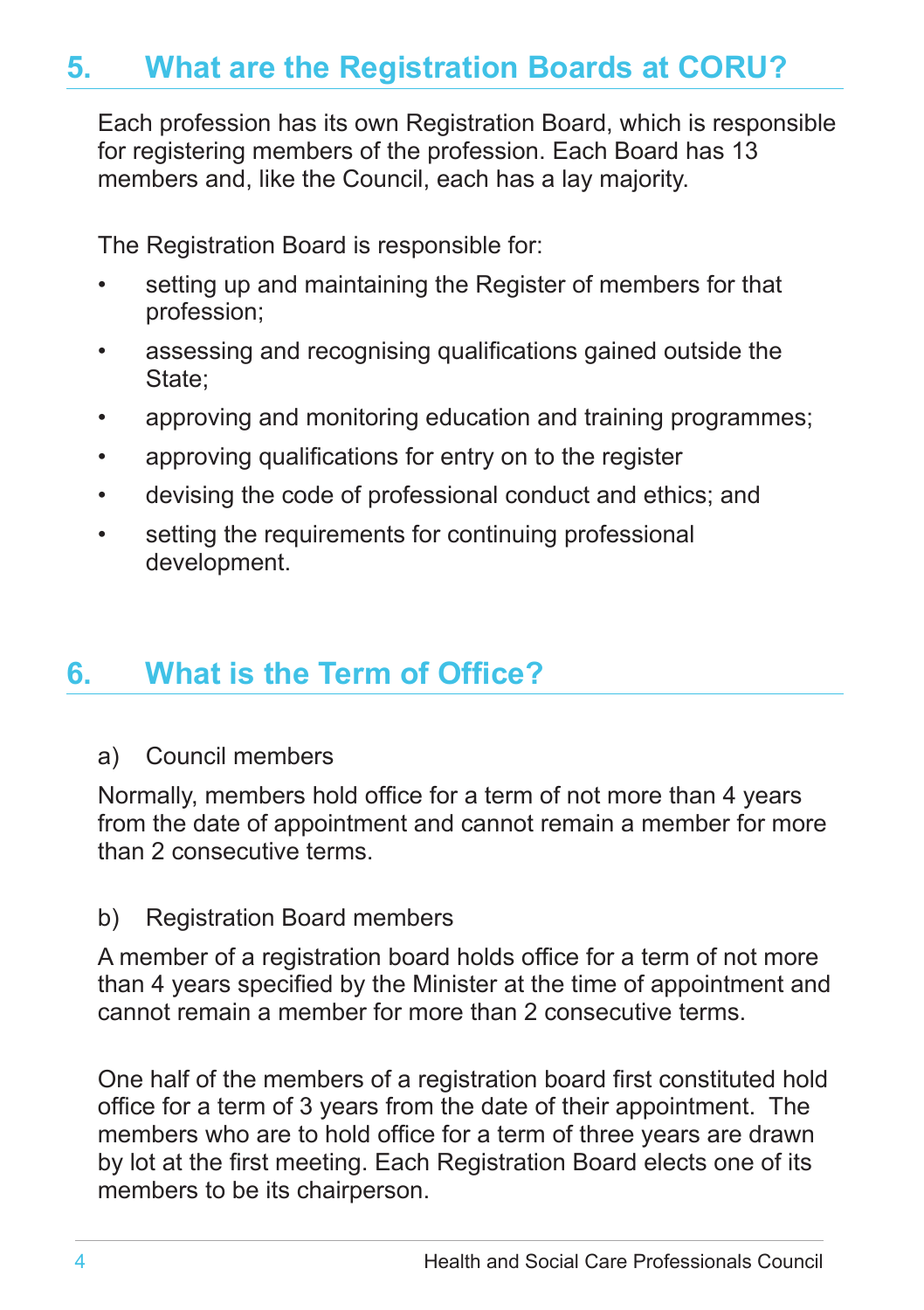## 5. What are the Registration Boards at CORU?

Each profession has its own Registration Board, which is responsible for registering members of the profession. Each Board has 13 members and, like the Council, each has a lay majority.

The Registration Board is responsible for:

- setting up and maintaining the Register of members for that profession;
- assessing and recognising qualifications gained outside the State;
- approving and monitoring education and training programmes;
- approving qualifications for entry on to the register
- devising the code of professional conduct and ethics; and
- setting the requirements for continuing professional development.

## 6. What is the Term of Office?

a) Council members

Normally, members hold office for a term of not more than 4 years from the date of appointment and cannot remain a member for more than 2 consecutive terms.

b) Registration Board members

A member of a registration board holds office for a term of not more than 4 years specified by the Minister at the time of appointment and cannot remain a member for more than 2 consecutive terms.

One half of the members of a registration board first constituted hold office for a term of 3 years from the date of their appointment. The members who are to hold office for a term of three years are drawn by lot at the first meeting. Each Registration Board elects one of its members to be its chairperson.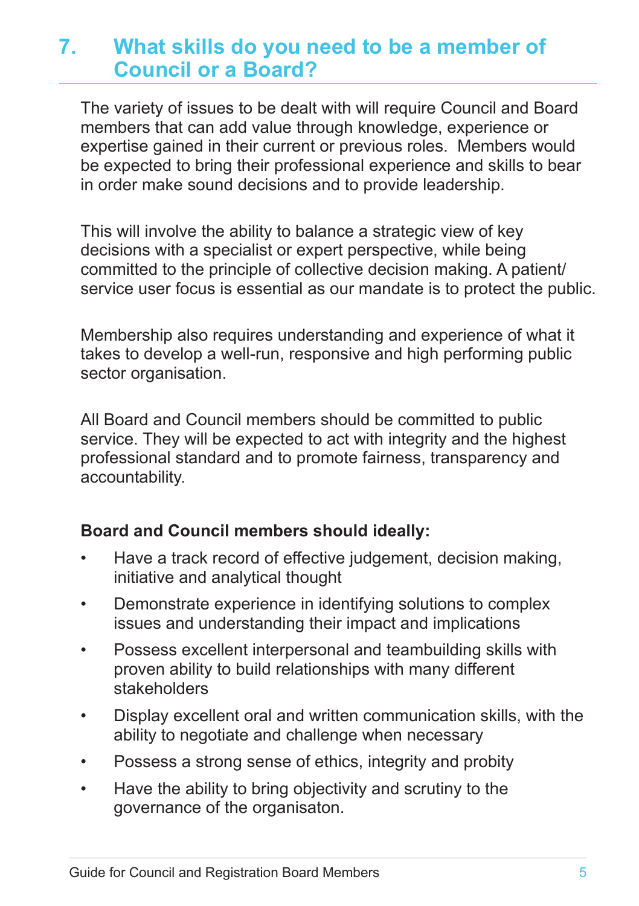## 7. What skills do you need to be a member of Council or a Board?

The variety of issues to be dealt with will require Council and Board members that can add value through knowledge, experience or expertise gained in their current or previous roles. Members would be expected to bring their professional experience and skills to bear in order make sound decisions and to provide leadership.

This will involve the ability to balance a strategic view of key decisions with a specialist or expert perspective, while being committed to the principle of collective decision making. A patient/ service user focus is essential as our mandate is to protect the public.

Membership also requires understanding and experience of what it takes to develop a well-run, responsive and high performing public sector organisation.

All Board and Council members should be committed to public service. They will be expected to act with integrity and the highest professional standard and to promote fairness, transparency and accountability.

**Board and Council members should ideally:**

- Have a track record of effective judgement, decision making, initiative and analytical thought
- Demonstrate experience in identifying solutions to complex issues and understanding their impact and implications
- Possess excellent interpersonal and teambuilding skills with proven ability to build relationships with many different stakeholders
- Display excellent oral and written communication skills, with the ability to negotiate and challenge when necessary
- Possess a strong sense of ethics, integrity and probity
- Have the ability to bring objectivity and scrutiny to the governance of the organisaton.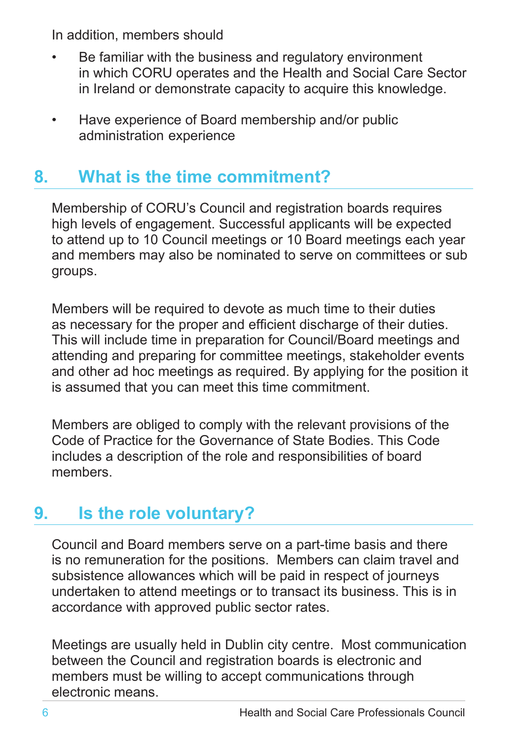In addition, members should

- Be familiar with the business and regulatory environment in which CORU operates and the Health and Social Care Sector in Ireland or demonstrate capacity to acquire this knowledge.
- Have experience of Board membership and/or public administration experience

## 8. What is the time commitment?

Membership of CORU's Council and registration boards requires high levels of engagement. Successful applicants will be expected to attend up to 10 Council meetings or 10 Board meetings each year and members may also be nominated to serve on committees or sub groups.

Members will be required to devote as much time to their duties as necessary for the proper and efficient discharge of their duties. This will include time in preparation for Council/Board meetings and attending and preparing for committee meetings, stakeholder events and other ad hoc meetings as required. By applying for the position it is assumed that you can meet this time commitment.

Members are obliged to comply with the relevant provisions of the Code of Practice for the Governance of State Bodies. This Code includes a description of the role and responsibilities of board members.

## 9. Is the role voluntary?

Council and Board members serve on a part-time basis and there is no remuneration for the positions. Members can claim travel and subsistence allowances which will be paid in respect of journeys undertaken to attend meetings or to transact its business. This is in accordance with approved public sector rates.

Meetings are usually held in Dublin city centre. Most communication between the Council and registration boards is electronic and members must be willing to accept communications through electronic means.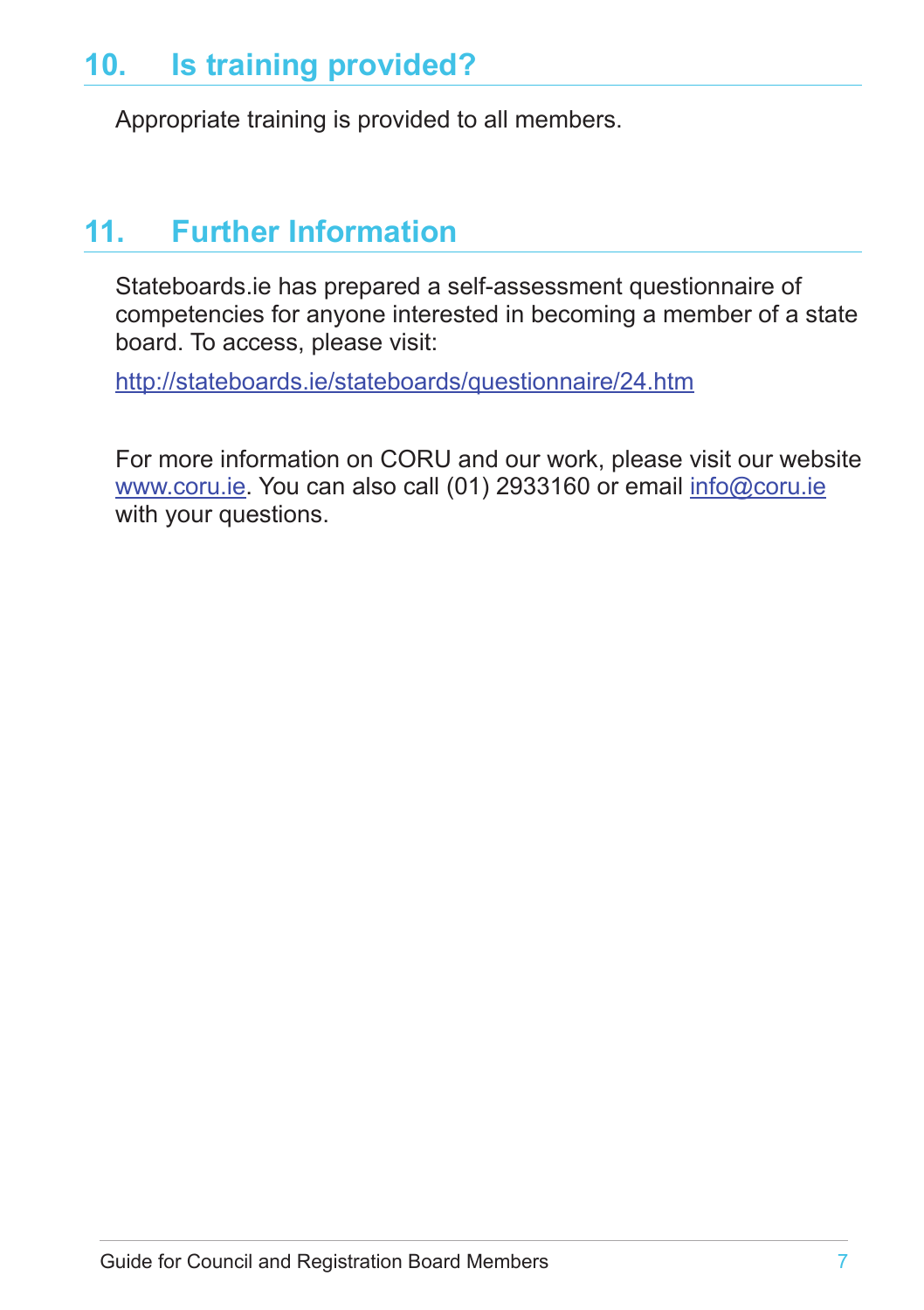## 10. Is training provided?

Appropriate training is provided to all members.

## 11. Further Information

Stateboards.ie has prepared a self-assessment questionnaire of competencies for anyone interested in becoming a member of a state board. To access, please visit:

http://stateboards.ie/stateboards/questionnaire/24.htm

For more information on CORU and our work, please visit our website www.coru.ie. You can also call (01) 2933160 or email info@coru.ie with your questions.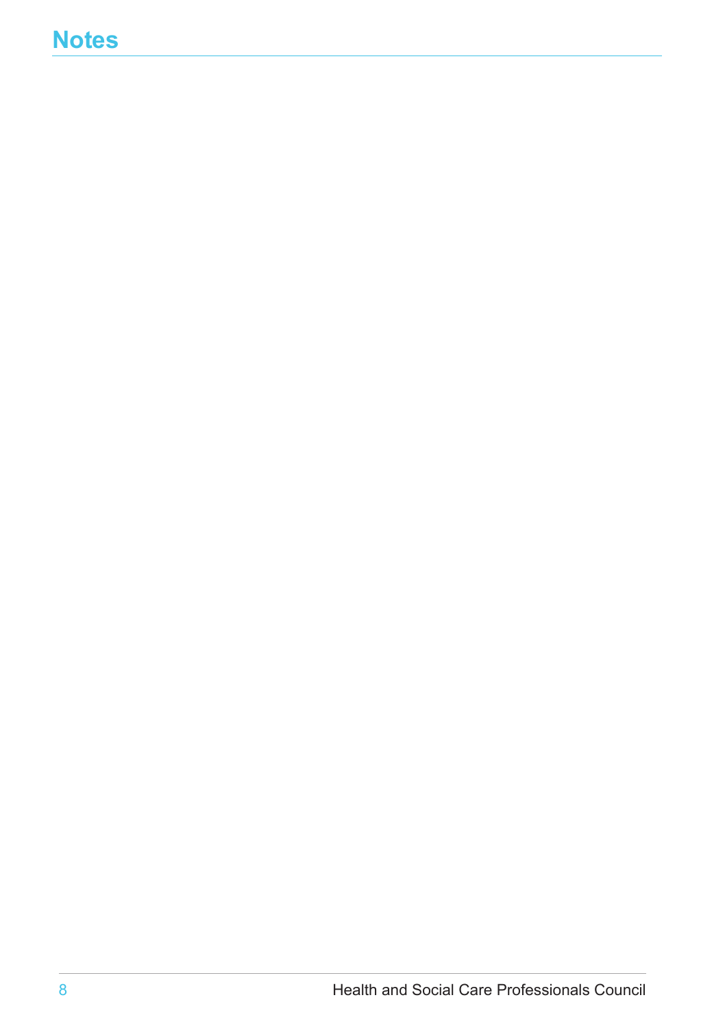# Notes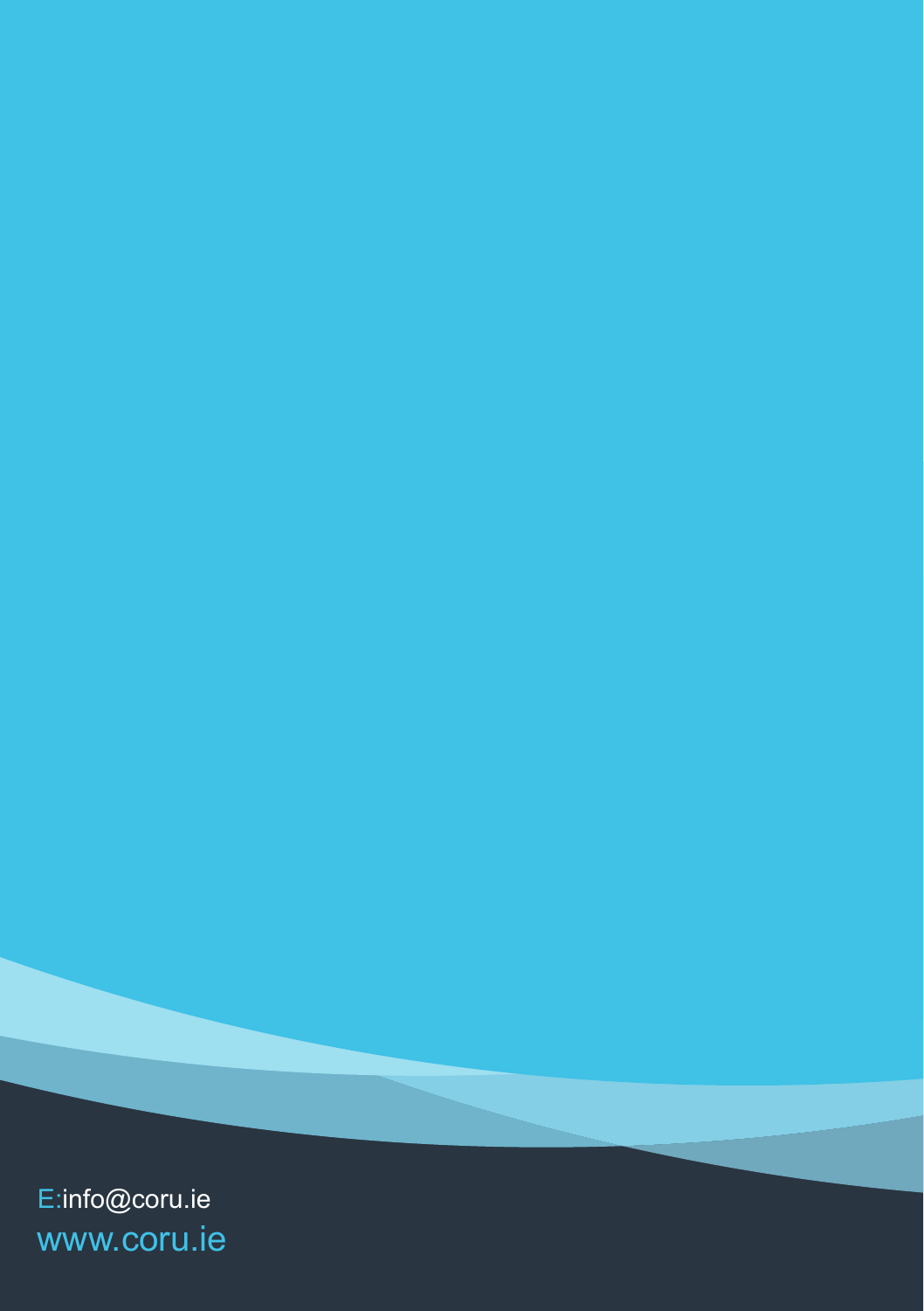E:info@coru.ie

www.coru.ie